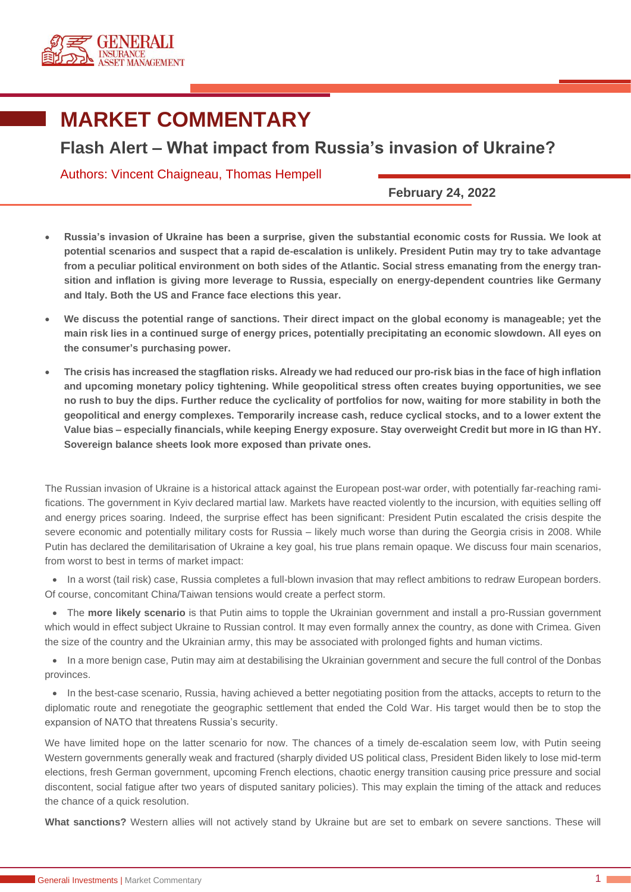# MARKET COMMENTARY

## Flash Alert – What impact from Russia's invasion of Ukraine?

Authors: Vincent Chaigneau, Thomas Hempell

**February 24, 2022**

- **Russia's invasion of Ukraine has been a surprise, given the substantial economic costs for Russia. We look at potential scenarios and suspect that a rapid de-escalation is unlikely. President Putin may try to take advantage from a peculiar political environment on both sides of the Atlantic. Social stress emanating from the energy transition and inflation is giving more leverage to Russia, especially on energy-dependent countries like Germany and Italy. Both the US and France face elections this year.**
- **We discuss the potential range of sanctions. Their direct impact on the global economy is manageable; yet the main risk lies in a continued surge of energy prices, potentially precipitating an economic slowdown. All eyes on the consumer's purchasing power.**
- **The crisis has increased the stagflation risks. Already we had reduced our pro-risk bias in the face of high inflation and upcoming monetary policy tightening. While geopolitical stress often creates buying opportunities, we see no rush to buy the dips. Further reduce the cyclicality of portfolios for now, waiting for more stability in both the geopolitical and energy complexes. Temporarily increase cash, reduce cyclical stocks, and to a lower extent the Value bias – especially financials, while keeping Energy exposure. Stay overweight Credit but more in IG than HY. Sovereign balance sheets look more exposed than private ones.**

The Russian invasion of Ukraine is a historical attack against the European post-war order, with potentially far-reaching ramifications. The government in Kyiv declared martial law. Markets have reacted violently to the incursion, with equities selling off and energy prices soaring. Indeed, the surprise effect has been significant: President Putin escalated the crisis despite the severe economic and potentially military costs for Russia – likely much worse than during the Georgia crisis in 2008. While Putin has declared the demilitarisation of Ukraine a key goal, his true plans remain opaque. We discuss four main scenarios, from worst to best in terms of market impact:

- In a worst (tail risk) case, Russia completes a full-blown invasion that may reflect ambitions to redraw European borders. Of course, concomitant China/Taiwan tensions would create a perfect storm.
- The **more likely scenario** is that Putin aims to topple the Ukrainian government and install a pro-Russian government which would in effect subject Ukraine to Russian control. It may even formally annex the country, as done with Crimea. Given the size of the country and the Ukrainian army, this may be associated with prolonged fights and human victims.
- In a more benign case, Putin may aim at destabilising the Ukrainian government and secure the full control of the Donbas provinces.
- In the best-case scenario, Russia, having achieved a better negotiating position from the attacks, accepts to return to the diplomatic route and renegotiate the geographic settlement that ended the Cold War. His target would then be to stop the expansion of NATO that threatens Russia's security.

We have limited hope on the latter scenario for now. The chances of a timely de-escalation seem low, with Putin seeing Western governments generally weak and fractured (sharply divided US political class, President Biden likely to lose mid-term elections, fresh German government, upcoming French elections, chaotic energy transition causing price pressure and social discontent, social fatigue after two years of disputed sanitary policies). This may explain the timing of the attack and reduces the chance of a quick resolution.

**What sanctions?** Western allies will not actively stand by Ukraine but are set to embark on severe sanctions. These will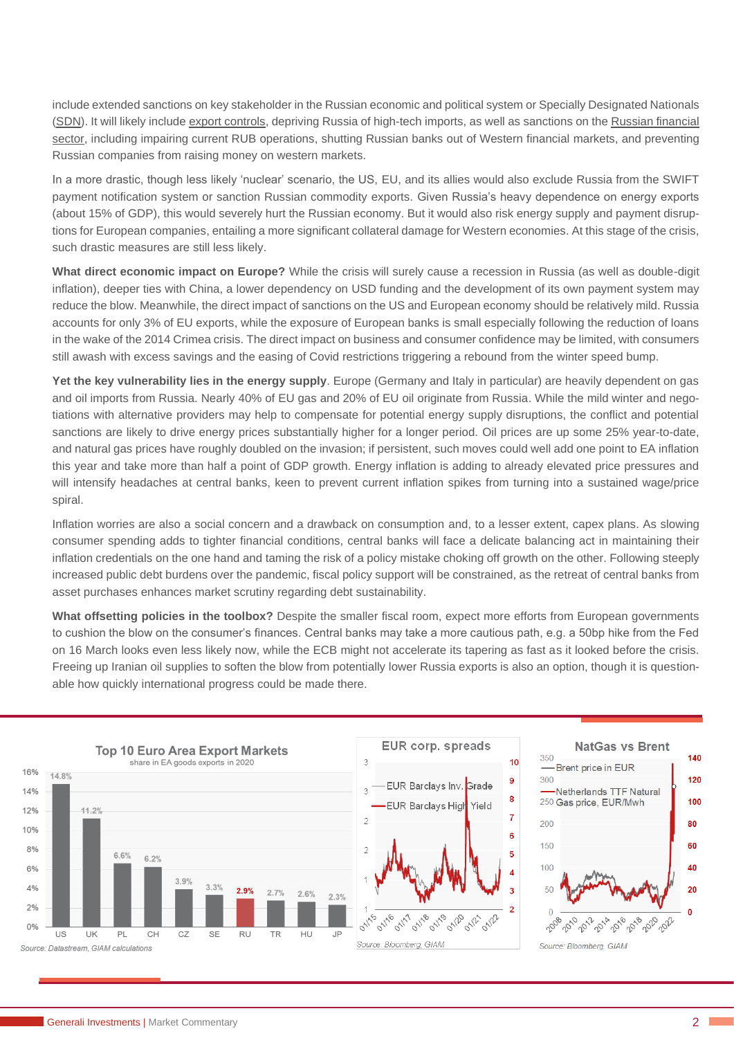include extended sanctions on key stakeholder in the Russian economic and political system or Specially Designated Nationals (SDN). It will likely include export controls, depriving Russia of high-tech imports, as well as sanctions on the Russian financial sector, including impairing current RUB operations, shutting Russian banks out of Western financial markets, and preventing Russian companies from raising money on western markets.

In a more drastic, though less likely 'nuclear' scenario, the US, EU, and its allies would also exclude Russia from the SWIFT payment notification system or sanction Russian commodity exports. Given Russia's heavy dependence on energy exports (about 15% of GDP), this would severely hurt the Russian economy. But it would also risk energy supply and payment disruptions for European companies, entailing a more significant collateral damage for Western economies. At this stage of the crisis, such drastic measures are still less likely.

**What direct economic impact on Europe?** While the crisis will surely cause a recession in Russia (as well as double-digit inflation), deeper ties with China, a lower dependency on USD funding and the development of its own payment system may reduce the blow. Meanwhile, the direct impact of sanctions on the US and European economy should be relatively mild. Russia accounts for only 3% of EU exports, while the exposure of European banks is small especially following the reduction of loans in the wake of the 2014 Crimea crisis. The direct impact on business and consumer confidence may be limited, with consumers still awash with excess savings and the easing of Covid restrictions triggering a rebound from the winter speed bump.

**Yet the key vulnerability lies in the energy supply**. Europe (Germany and Italy in particular) are heavily dependent on gas and oil imports from Russia. Nearly 40% of EU gas and 20% of EU oil originate from Russia. While the mild winter and negotiations with alternative providers may help to compensate for potential energy supply disruptions, the conflict and potential sanctions are likely to drive energy prices substantially higher for a longer period. Oil prices are up some 25% year-to-date, and natural gas prices have roughly doubled on the invasion; if persistent, such moves could well add one point to EA inflation this year and take more than half a point of GDP growth. Energy inflation is adding to already elevated price pressures and will intensify headaches at central banks, keen to prevent current inflation spikes from turning into a sustained wage/price spiral.

Inflation worries are also a social concern and a drawback on consumption and, to a lesser extent, capex plans. As slowing consumer spending adds to tighter financial conditions, central banks will face a delicate balancing act in maintaining their inflation credentials on the one hand and taming the risk of a policy mistake choking off growth on the other. Following steeply increased public debt burdens over the pandemic, fiscal policy support will be constrained, as the retreat of central banks from asset purchases enhances market scrutiny regarding debt sustainability.

**What offsetting policies in the toolbox?** Despite the smaller fiscal room, expect more efforts from European governments to cushion the blow on the consumer's finances. Central banks may take a more cautious path, e.g. a 50bp hike from the Fed on 16 March looks even less likely now, while the ECB might not accelerate its tapering as fast as it looked before the crisis. Freeing up Iranian oil supplies to soften the blow from potentially lower Russia exports is also an option, though it is questionable how quickly international progress could be made there.

**Top 10 Euro Area Export Markets**
share in EA goods exports in 2020

| Market | Share |
|---|---|
| US | 14.8% |
| UK | 11.2% |
| PL | 6.6% |
| CH | 6.2% |
| CZ | 3.9% |
| SE | 3.3% |
| RU | 2.9% |
| TR | 2.7% |
| HU | 2.6% |
| JP | 2.3% |

Source: Datastream, GIAM calculations

**EUR corp. spreads**
— EUR Barclays Inv. Grade
— EUR Barclays High Yield
Source: Bloomberg, GIAM

**NatGas vs Brent**
— Brent price in EUR
— Netherlands TTF Natural Gas price, EUR/Mwh
Source: Bloomberg, GIAM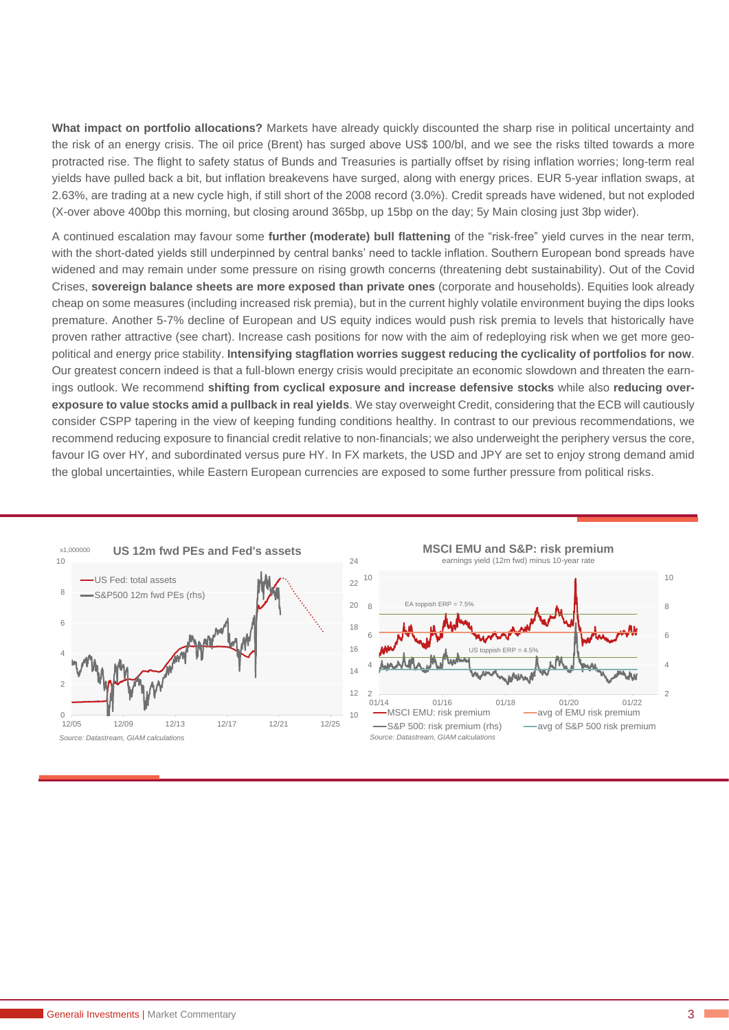**What impact on portfolio allocations?** Markets have already quickly discounted the sharp rise in political uncertainty and the risk of an energy crisis. The oil price (Brent) has surged above US$ 100/bl, and we see the risks tilted towards a more protracted rise. The flight to safety status of Bunds and Treasuries is partially offset by rising inflation worries; long-term real yields have pulled back a bit, but inflation breakevens have surged, along with energy prices. EUR 5-year inflation swaps, at 2.63%, are trading at a new cycle high, if still short of the 2008 record (3.0%). Credit spreads have widened, but not exploded (X-over above 400bp this morning, but closing around 365bp, up 15bp on the day; 5y Main closing just 3bp wider).

A continued escalation may favour some **further (moderate) bull flattening** of the "risk-free" yield curves in the near term, with the short-dated yields still underpinned by central banks' need to tackle inflation. Southern European bond spreads have widened and may remain under some pressure on rising growth concerns (threatening debt sustainability). Out of the Covid Crises, **sovereign balance sheets are more exposed than private ones** (corporate and households). Equities look already cheap on some measures (including increased risk premia), but in the current highly volatile environment buying the dips looks premature. Another 5-7% decline of European and US equity indices would push risk premia to levels that historically have proven rather attractive (see chart). Increase cash positions for now with the aim of redeploying risk when we get more geopolitical and energy price stability. **Intensifying stagflation worries suggest reducing the cyclicality of portfolios for now**. Our greatest concern indeed is that a full-blown energy crisis would precipitate an economic slowdown and threaten the earnings outlook. We recommend **shifting from cyclical exposure and increase defensive stocks** while also **reducing over-exposure to value stocks amid a pullback in real yields**. We stay overweight Credit, considering that the ECB will cautiously consider CSPP tapering in the view of keeping funding conditions healthy. In contrast to our previous recommendations, we recommend reducing exposure to financial credit relative to non-financials; we also underweight the periphery versus the core, favour IG over HY, and subordinated versus pure HY. In FX markets, the USD and JPY are set to enjoy strong demand amid the global uncertainties, while Eastern European currencies are exposed to some further pressure from political risks.

**US 12m fwd PEs and Fed's assets**

*Source: Datastream, GIAM calculations*

**MSCI EMU and S&P: risk premium**
earnings yield (12m fwd) minus 10-year rate

*Source: Datastream, GIAM calculations*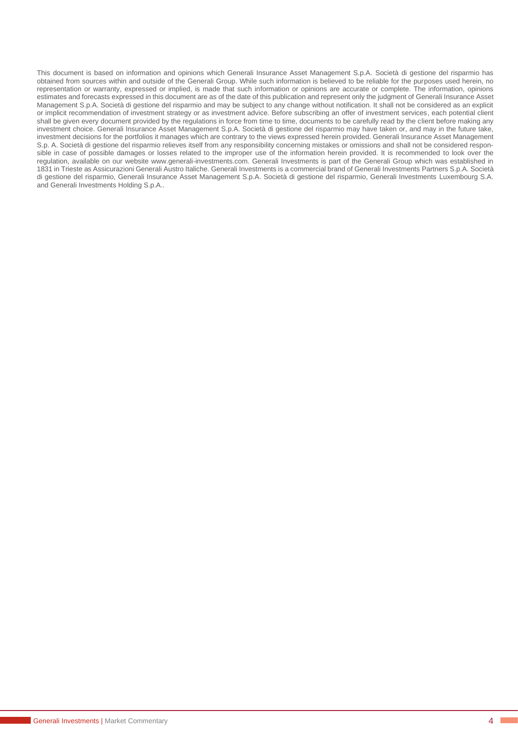This document is based on information and opinions which Generali Insurance Asset Management S.p.A. Società di gestione del risparmio has obtained from sources within and outside of the Generali Group. While such information is believed to be reliable for the purposes used herein, no representation or warranty, expressed or implied, is made that such information or opinions are accurate or complete. The information, opinions estimates and forecasts expressed in this document are as of the date of this publication and represent only the judgment of Generali Insurance Asset Management S.p.A. Società di gestione del risparmio and may be subject to any change without notification. It shall not be considered as an explicit or implicit recommendation of investment strategy or as investment advice. Before subscribing an offer of investment services, each potential client shall be given every document provided by the regulations in force from time to time, documents to be carefully read by the client before making any investment choice. Generali Insurance Asset Management S.p.A. Società di gestione del risparmio may have taken or, and may in the future take, investment decisions for the portfolios it manages which are contrary to the views expressed herein provided. Generali Insurance Asset Management S.p. A. Società di gestione del risparmio relieves itself from any responsibility concerning mistakes or omissions and shall not be considered responsible in case of possible damages or losses related to the improper use of the information herein provided. It is recommended to look over the regulation, available on our website www.generali-investments.com. Generali Investments is part of the Generali Group which was established in 1831 in Trieste as Assicurazioni Generali Austro Italiche. Generali Investments is a commercial brand of Generali Investments Partners S.p.A. Società di gestione del risparmio, Generali Insurance Asset Management S.p.A. Società di gestione del risparmio, Generali Investments Luxembourg S.A. and Generali Investments Holding S.p.A..